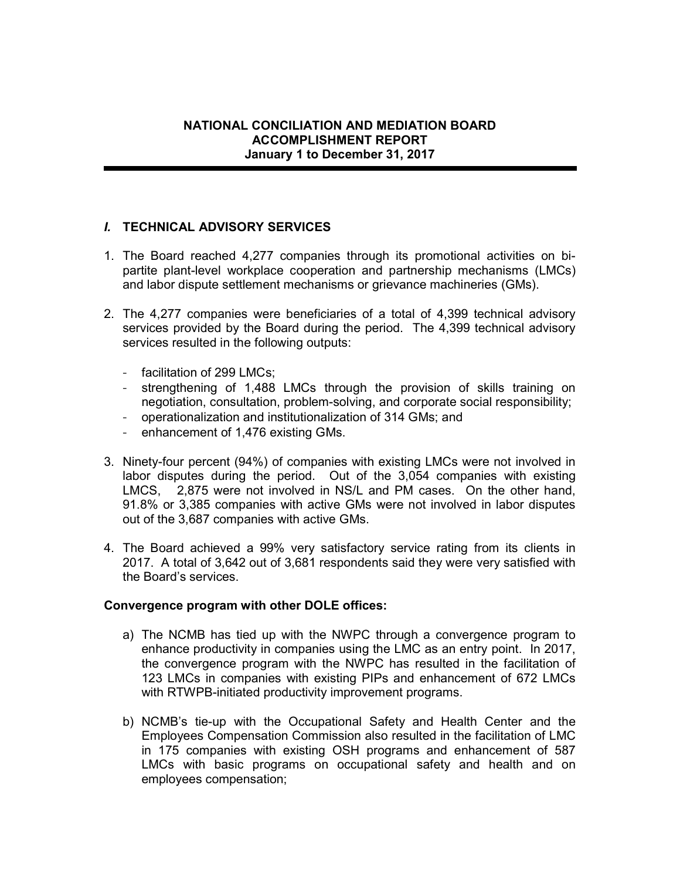# NATIONAL CONCILIATION AND MEDIATION BOARD
## ACCOMPLISHMENT REPORT
### January 1 to December 31, 2017

## *I.* TECHNICAL ADVISORY SERVICES

1. The Board reached 4,277 companies through its promotional activities on bi-partite plant-level workplace cooperation and partnership mechanisms (LMCs) and labor dispute settlement mechanisms or grievance machineries (GMs).

2. The 4,277 companies were beneficiaries of a total of 4,399 technical advisory services provided by the Board during the period. The 4,399 technical advisory services resulted in the following outputs:

   - facilitation of 299 LMCs;
   - strengthening of 1,488 LMCs through the provision of skills training on negotiation, consultation, problem-solving, and corporate social responsibility;
   - operationalization and institutionalization of 314 GMs; and
   - enhancement of 1,476 existing GMs.

3. Ninety-four percent (94%) of companies with existing LMCs were not involved in labor disputes during the period. Out of the 3,054 companies with existing LMCS, 2,875 were not involved in NS/L and PM cases. On the other hand, 91.8% or 3,385 companies with active GMs were not involved in labor disputes out of the 3,687 companies with active GMs.

4. The Board achieved a 99% very satisfactory service rating from its clients in 2017. A total of 3,642 out of 3,681 respondents said they were very satisfied with the Board's services.

**Convergence program with other DOLE offices:**

a) The NCMB has tied up with the NWPC through a convergence program to enhance productivity in companies using the LMC as an entry point. In 2017, the convergence program with the NWPC has resulted in the facilitation of 123 LMCs in companies with existing PIPs and enhancement of 672 LMCs with RTWPB-initiated productivity improvement programs.

b) NCMB's tie-up with the Occupational Safety and Health Center and the Employees Compensation Commission also resulted in the facilitation of LMC in 175 companies with existing OSH programs and enhancement of 587 LMCs with basic programs on occupational safety and health and on employees compensation;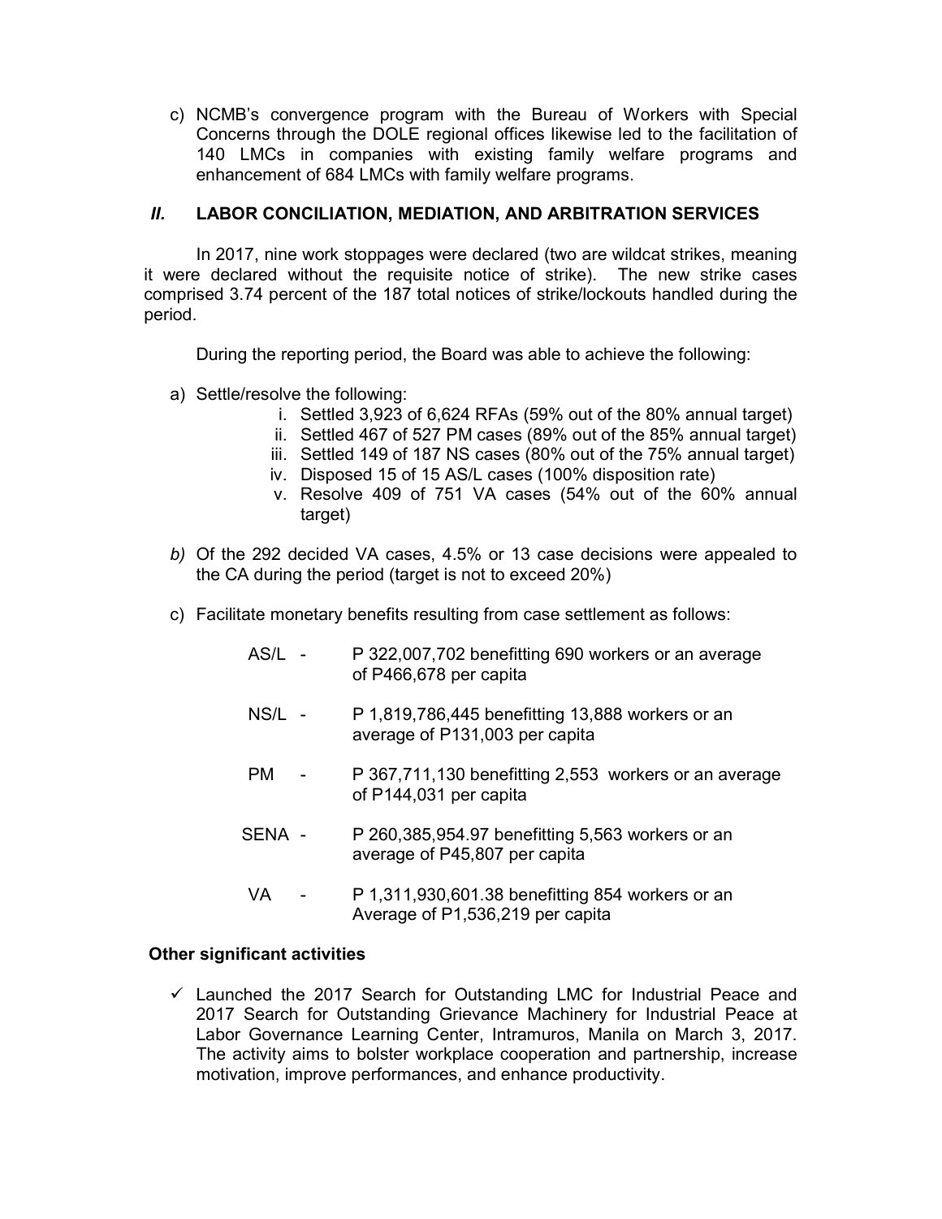c) NCMB's convergence program with the Bureau of Workers with Special Concerns through the DOLE regional offices likewise led to the facilitation of 140 LMCs in companies with existing family welfare programs and enhancement of 684 LMCs with family welfare programs.

## *II.* LABOR CONCILIATION, MEDIATION, AND ARBITRATION SERVICES

In 2017, nine work stoppages were declared (two are wildcat strikes, meaning it were declared without the requisite notice of strike). The new strike cases comprised 3.74 percent of the 187 total notices of strike/lockouts handled during the period.

During the reporting period, the Board was able to achieve the following:

a) Settle/resolve the following:
   i. Settled 3,923 of 6,624 RFAs (59% out of the 80% annual target)
   ii. Settled 467 of 527 PM cases (89% out of the 85% annual target)
   iii. Settled 149 of 187 NS cases (80% out of the 75% annual target)
   iv. Disposed 15 of 15 AS/L cases (100% disposition rate)
   v. Resolve 409 of 751 VA cases (54% out of the 60% annual target)

*b)* Of the 292 decided VA cases, 4.5% or 13 case decisions were appealed to the CA during the period (target is not to exceed 20%)

c) Facilitate monetary benefits resulting from case settlement as follows:

   AS/L - P 322,007,702 benefitting 690 workers or an average of P466,678 per capita

   NS/L - P 1,819,786,445 benefitting 13,888 workers or an average of P131,003 per capita

   PM - P 367,711,130 benefitting 2,553 workers or an average of P144,031 per capita

   SENA - P 260,385,954.97 benefitting 5,563 workers or an average of P45,807 per capita

   VA - P 1,311,930,601.38 benefitting 854 workers or an Average of P1,536,219 per capita

**Other significant activities**

✓ Launched the 2017 Search for Outstanding LMC for Industrial Peace and 2017 Search for Outstanding Grievance Machinery for Industrial Peace at Labor Governance Learning Center, Intramuros, Manila on March 3, 2017. The activity aims to bolster workplace cooperation and partnership, increase motivation, improve performances, and enhance productivity.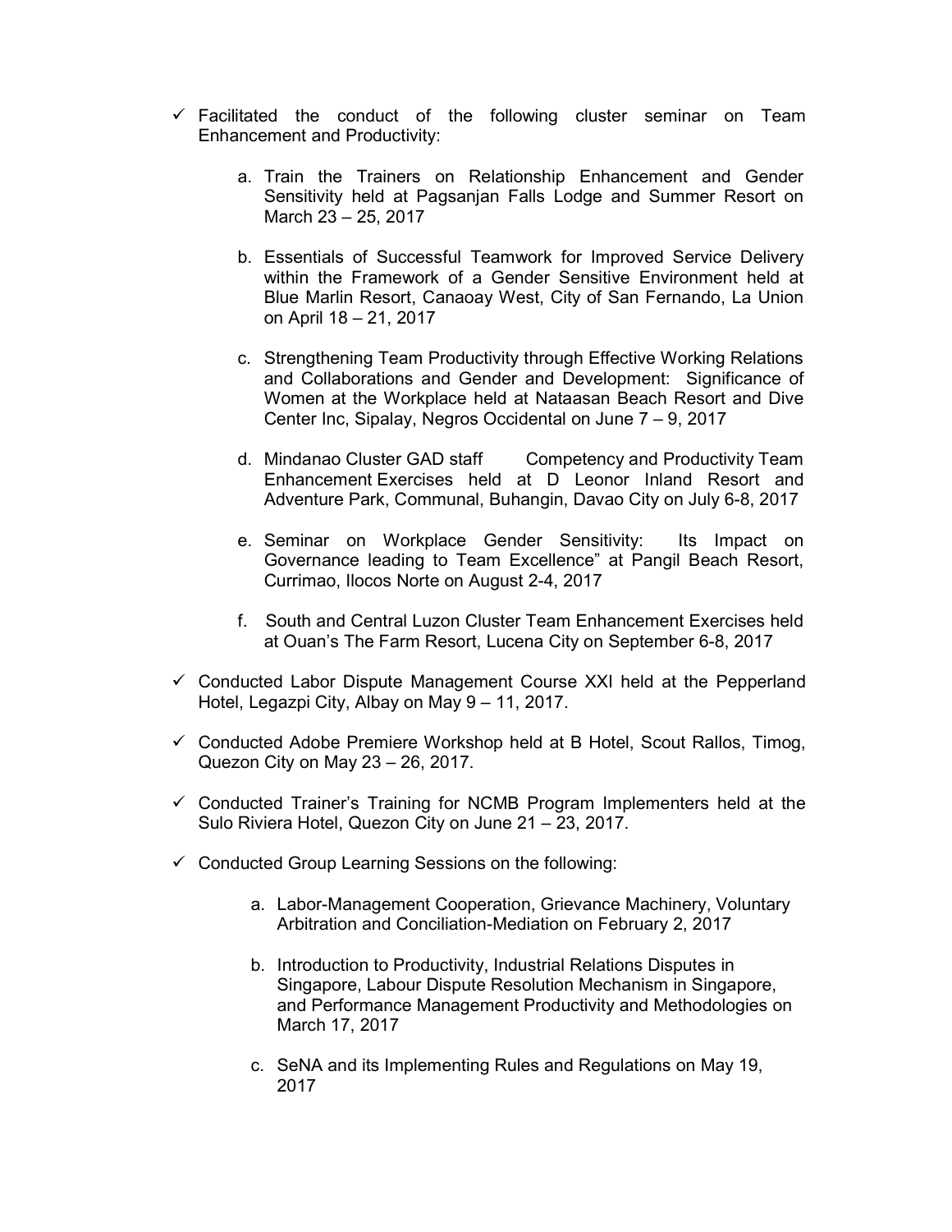- ✓ Facilitated the conduct of the following cluster seminar on Team Enhancement and Productivity:

    a. Train the Trainers on Relationship Enhancement and Gender Sensitivity held at Pagsanjan Falls Lodge and Summer Resort on March 23 – 25, 2017

    b. Essentials of Successful Teamwork for Improved Service Delivery within the Framework of a Gender Sensitive Environment held at Blue Marlin Resort, Canaoay West, City of San Fernando, La Union on April 18 – 21, 2017

    c. Strengthening Team Productivity through Effective Working Relations and Collaborations and Gender and Development: Significance of Women at the Workplace held at Nataasan Beach Resort and Dive Center Inc, Sipalay, Negros Occidental on June 7 – 9, 2017

    d. Mindanao Cluster GAD staff Competency and Productivity Team Enhancement Exercises held at D Leonor Inland Resort and Adventure Park, Communal, Buhangin, Davao City on July 6-8, 2017

    e. Seminar on Workplace Gender Sensitivity: Its Impact on Governance leading to Team Excellence" at Pangil Beach Resort, Currimao, Ilocos Norte on August 2-4, 2017

    f. South and Central Luzon Cluster Team Enhancement Exercises held at Ouan's The Farm Resort, Lucena City on September 6-8, 2017

- ✓ Conducted Labor Dispute Management Course XXI held at the Pepperland Hotel, Legazpi City, Albay on May 9 – 11, 2017.

- ✓ Conducted Adobe Premiere Workshop held at B Hotel, Scout Rallos, Timog, Quezon City on May 23 – 26, 2017.

- ✓ Conducted Trainer's Training for NCMB Program Implementers held at the Sulo Riviera Hotel, Quezon City on June 21 – 23, 2017.

- ✓ Conducted Group Learning Sessions on the following:

    a. Labor-Management Cooperation, Grievance Machinery, Voluntary Arbitration and Conciliation-Mediation on February 2, 2017

    b. Introduction to Productivity, Industrial Relations Disputes in Singapore, Labour Dispute Resolution Mechanism in Singapore, and Performance Management Productivity and Methodologies on March 17, 2017

    c. SeNA and its Implementing Rules and Regulations on May 19, 2017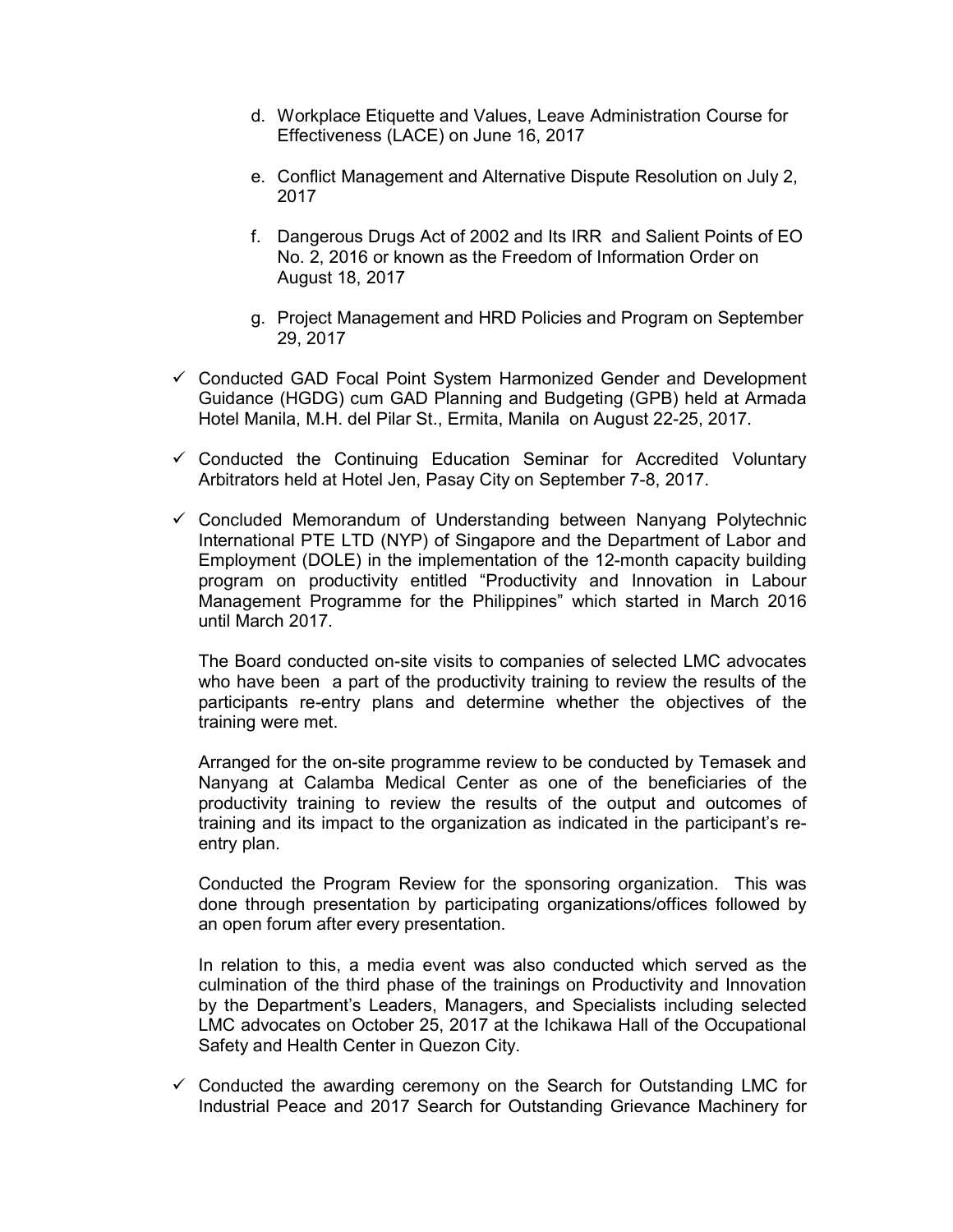d. Workplace Etiquette and Values, Leave Administration Course for Effectiveness (LACE) on June 16, 2017

e. Conflict Management and Alternative Dispute Resolution on July 2, 2017

f. Dangerous Drugs Act of 2002 and Its IRR and Salient Points of EO No. 2, 2016 or known as the Freedom of Information Order on August 18, 2017

g. Project Management and HRD Policies and Program on September 29, 2017

- ✓ Conducted GAD Focal Point System Harmonized Gender and Development Guidance (HGDG) cum GAD Planning and Budgeting (GPB) held at Armada Hotel Manila, M.H. del Pilar St., Ermita, Manila on August 22-25, 2017.

- ✓ Conducted the Continuing Education Seminar for Accredited Voluntary Arbitrators held at Hotel Jen, Pasay City on September 7-8, 2017.

- ✓ Concluded Memorandum of Understanding between Nanyang Polytechnic International PTE LTD (NYP) of Singapore and the Department of Labor and Employment (DOLE) in the implementation of the 12-month capacity building program on productivity entitled "Productivity and Innovation in Labour Management Programme for the Philippines" which started in March 2016 until March 2017.

  The Board conducted on-site visits to companies of selected LMC advocates who have been a part of the productivity training to review the results of the participants re-entry plans and determine whether the objectives of the training were met.

  Arranged for the on-site programme review to be conducted by Temasek and Nanyang at Calamba Medical Center as one of the beneficiaries of the productivity training to review the results of the output and outcomes of training and its impact to the organization as indicated in the participant's re-entry plan.

  Conducted the Program Review for the sponsoring organization. This was done through presentation by participating organizations/offices followed by an open forum after every presentation.

  In relation to this, a media event was also conducted which served as the culmination of the third phase of the trainings on Productivity and Innovation by the Department's Leaders, Managers, and Specialists including selected LMC advocates on October 25, 2017 at the Ichikawa Hall of the Occupational Safety and Health Center in Quezon City.

- ✓ Conducted the awarding ceremony on the Search for Outstanding LMC for Industrial Peace and 2017 Search for Outstanding Grievance Machinery for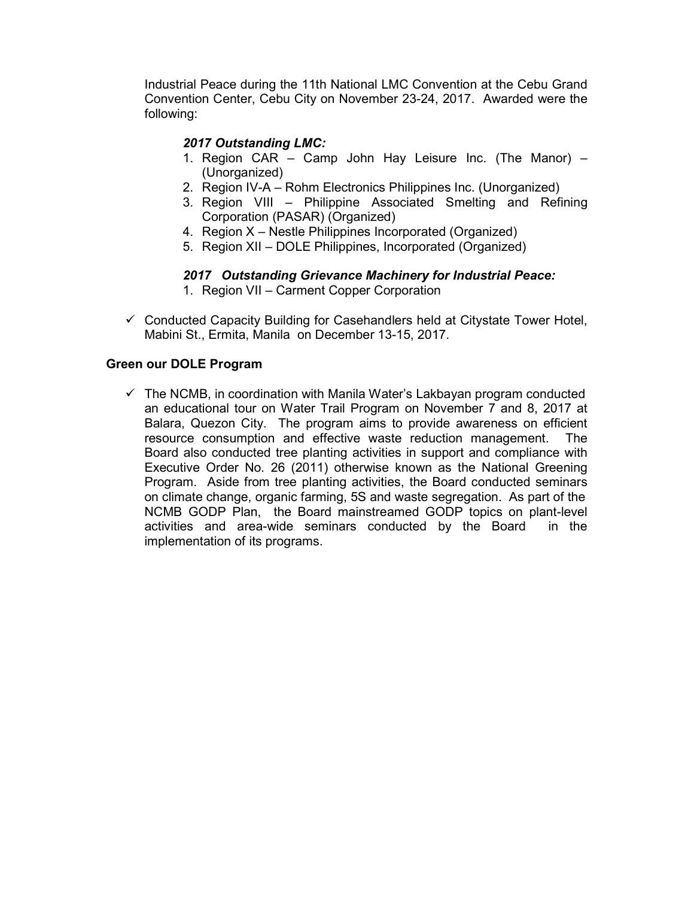Industrial Peace during the 11th National LMC Convention at the Cebu Grand Convention Center, Cebu City on November 23-24, 2017. Awarded were the following:

***2017 Outstanding LMC:***

1. Region CAR – Camp John Hay Leisure Inc. (The Manor) – (Unorganized)
2. Region IV-A – Rohm Electronics Philippines Inc. (Unorganized)
3. Region VIII – Philippine Associated Smelting and Refining Corporation (PASAR) (Organized)
4. Region X – Nestle Philippines Incorporated (Organized)
5. Region XII – DOLE Philippines, Incorporated (Organized)

***2017 Outstanding Grievance Machinery for Industrial Peace:***

1. Region VII – Carment Copper Corporation

- ✓ Conducted Capacity Building for Casehandlers held at Citystate Tower Hotel, Mabini St., Ermita, Manila on December 13-15, 2017.

**Green our DOLE Program**

- ✓ The NCMB, in coordination with Manila Water's Lakbayan program conducted an educational tour on Water Trail Program on November 7 and 8, 2017 at Balara, Quezon City. The program aims to provide awareness on efficient resource consumption and effective waste reduction management. The Board also conducted tree planting activities in support and compliance with Executive Order No. 26 (2011) otherwise known as the National Greening Program. Aside from tree planting activities, the Board conducted seminars on climate change, organic farming, 5S and waste segregation. As part of the NCMB GODP Plan, the Board mainstreamed GODP topics on plant-level activities and area-wide seminars conducted by the Board in the implementation of its programs.